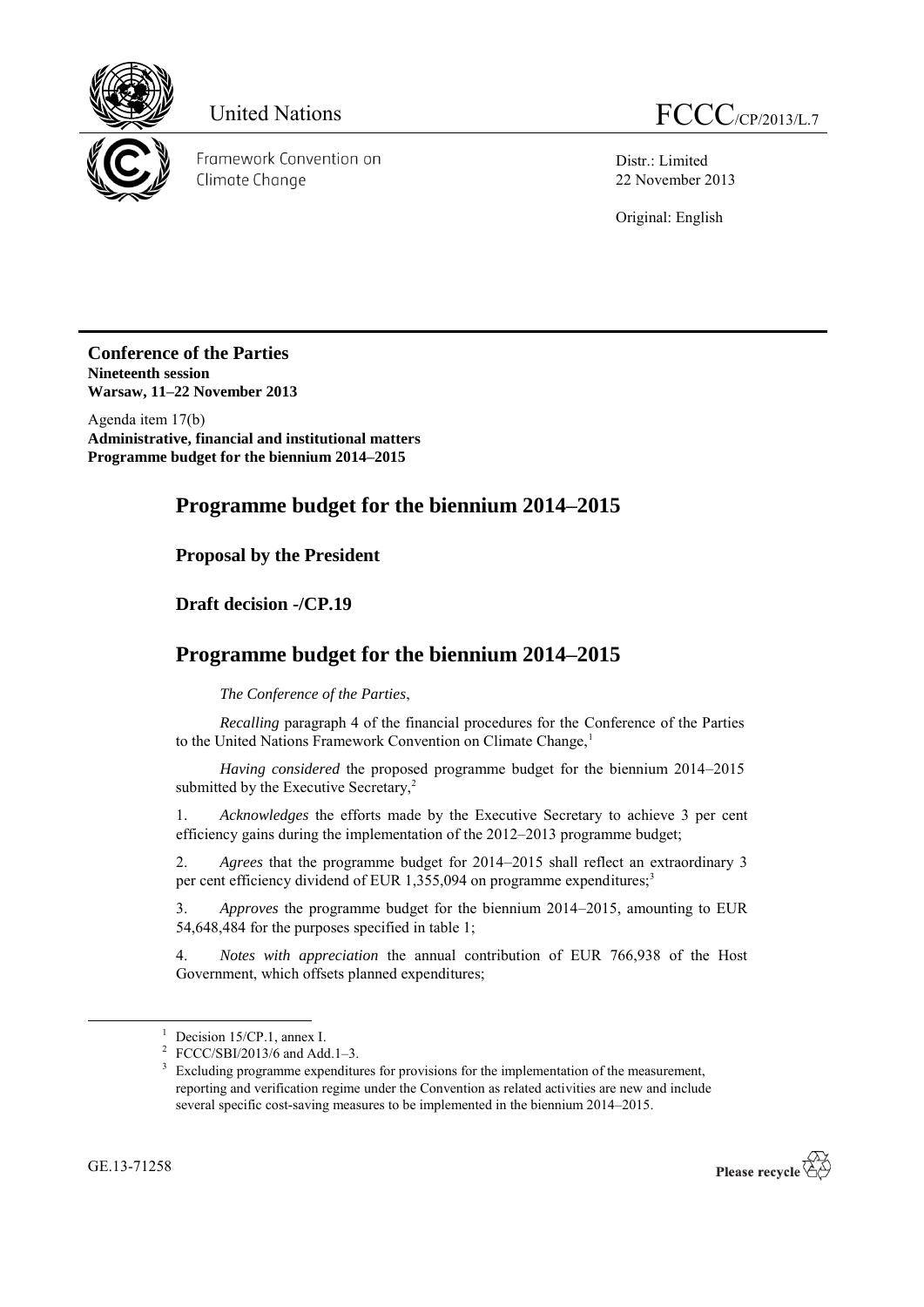United Nations FCCC/CP/2013/L.7

Framework Convention on Climate Change

Distr.: Limited
22 November 2013

Original: English

**Conference of the Parties**
**Nineteenth session**
**Warsaw, 11–22 November 2013**

Agenda item 17(b)
**Administrative, financial and institutional matters**
**Programme budget for the biennium 2014–2015**

# Programme budget for the biennium 2014–2015

## Proposal by the President

## Draft decision -/CP.19

# Programme budget for the biennium 2014–2015

*The Conference of the Parties*,

*Recalling* paragraph 4 of the financial procedures for the Conference of the Parties to the United Nations Framework Convention on Climate Change,[1]

*Having considered* the proposed programme budget for the biennium 2014–2015 submitted by the Executive Secretary,[2]

1. *Acknowledges* the efforts made by the Executive Secretary to achieve 3 per cent efficiency gains during the implementation of the 2012–2013 programme budget;

2. *Agrees* that the programme budget for 2014–2015 shall reflect an extraordinary 3 per cent efficiency dividend of EUR 1,355,094 on programme expenditures;[3]

3. *Approves* the programme budget for the biennium 2014–2015, amounting to EUR 54,648,484 for the purposes specified in table 1;

4. *Notes with appreciation* the annual contribution of EUR 766,938 of the Host Government, which offsets planned expenditures;

[1] Decision 15/CP.1, annex I.
[2] FCCC/SBI/2013/6 and Add.1–3.
[3] Excluding programme expenditures for provisions for the implementation of the measurement, reporting and verification regime under the Convention as related activities are new and include several specific cost-saving measures to be implemented in the biennium 2014–2015.

GE.13-71258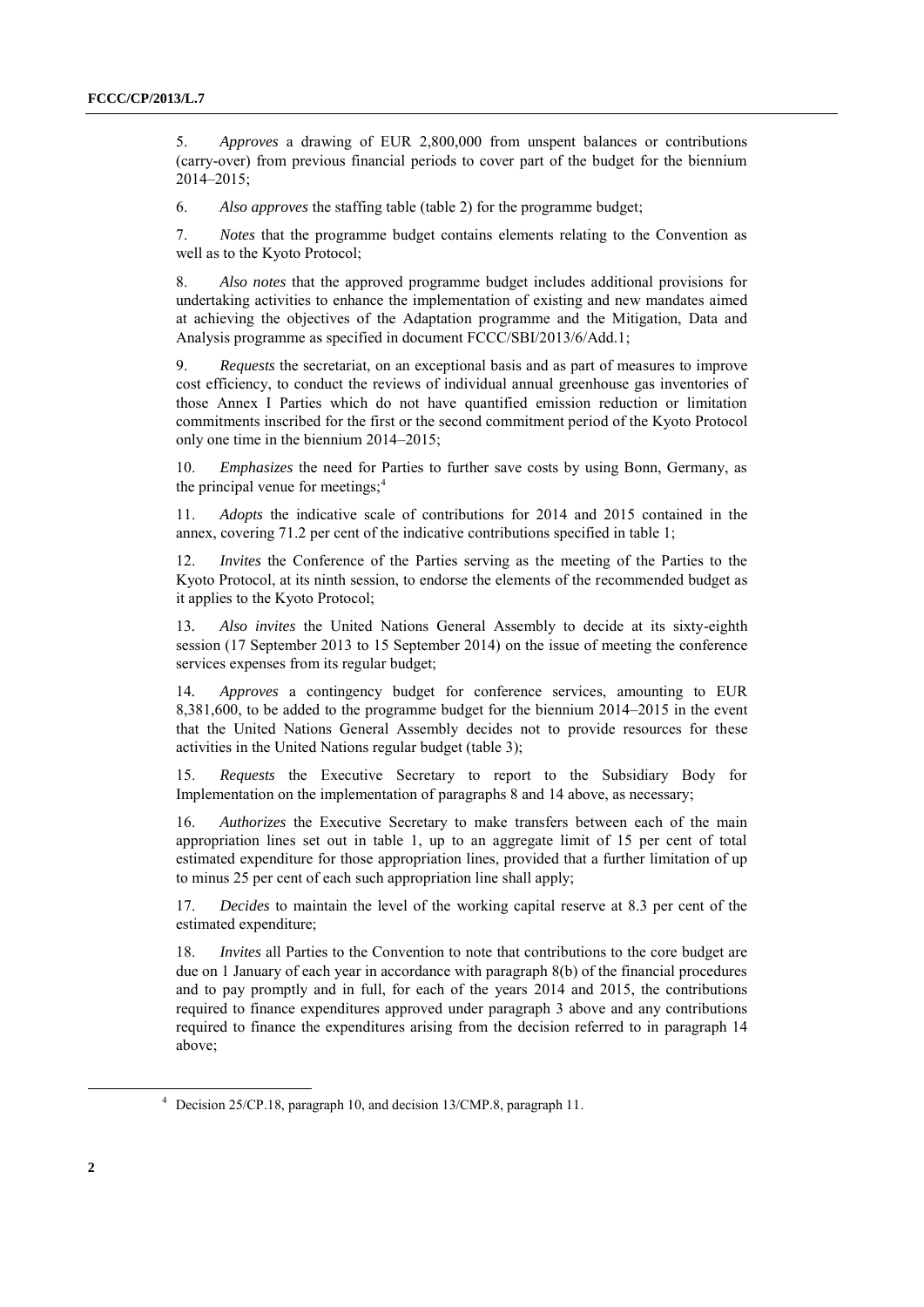5. *Approves* a drawing of EUR 2,800,000 from unspent balances or contributions (carry-over) from previous financial periods to cover part of the budget for the biennium 2014–2015;

6. *Also approves* the staffing table (table 2) for the programme budget;

7. *Notes* that the programme budget contains elements relating to the Convention as well as to the Kyoto Protocol;

8. *Also notes* that the approved programme budget includes additional provisions for undertaking activities to enhance the implementation of existing and new mandates aimed at achieving the objectives of the Adaptation programme and the Mitigation, Data and Analysis programme as specified in document FCCC/SBI/2013/6/Add.1;

9. *Requests* the secretariat, on an exceptional basis and as part of measures to improve cost efficiency, to conduct the reviews of individual annual greenhouse gas inventories of those Annex I Parties which do not have quantified emission reduction or limitation commitments inscribed for the first or the second commitment period of the Kyoto Protocol only one time in the biennium 2014–2015;

10. *Emphasizes* the need for Parties to further save costs by using Bonn, Germany, as the principal venue for meetings;[4]

11. *Adopts* the indicative scale of contributions for 2014 and 2015 contained in the annex, covering 71.2 per cent of the indicative contributions specified in table 1;

12. *Invites* the Conference of the Parties serving as the meeting of the Parties to the Kyoto Protocol, at its ninth session, to endorse the elements of the recommended budget as it applies to the Kyoto Protocol;

13. *Also invites* the United Nations General Assembly to decide at its sixty-eighth session (17 September 2013 to 15 September 2014) on the issue of meeting the conference services expenses from its regular budget;

14. *Approves* a contingency budget for conference services, amounting to EUR 8,381,600, to be added to the programme budget for the biennium 2014–2015 in the event that the United Nations General Assembly decides not to provide resources for these activities in the United Nations regular budget (table 3);

15. *Requests* the Executive Secretary to report to the Subsidiary Body for Implementation on the implementation of paragraphs 8 and 14 above, as necessary;

16. *Authorizes* the Executive Secretary to make transfers between each of the main appropriation lines set out in table 1, up to an aggregate limit of 15 per cent of total estimated expenditure for those appropriation lines, provided that a further limitation of up to minus 25 per cent of each such appropriation line shall apply;

17. *Decides* to maintain the level of the working capital reserve at 8.3 per cent of the estimated expenditure;

18. *Invites* all Parties to the Convention to note that contributions to the core budget are due on 1 January of each year in accordance with paragraph 8(b) of the financial procedures and to pay promptly and in full, for each of the years 2014 and 2015, the contributions required to finance expenditures approved under paragraph 3 above and any contributions required to finance the expenditures arising from the decision referred to in paragraph 14 above;

---

[4] Decision 25/CP.18, paragraph 10, and decision 13/CMP.8, paragraph 11.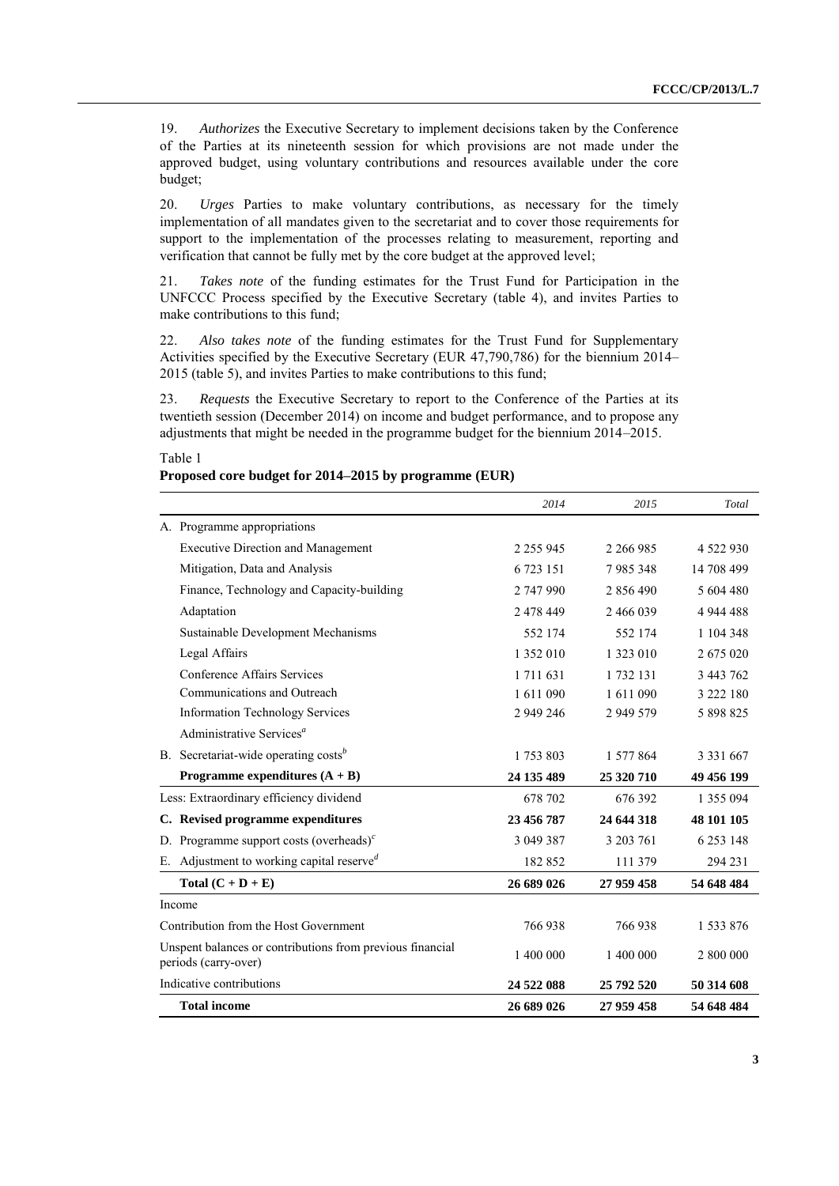19. *Authorizes* the Executive Secretary to implement decisions taken by the Conference of the Parties at its nineteenth session for which provisions are not made under the approved budget, using voluntary contributions and resources available under the core budget;

20. *Urges* Parties to make voluntary contributions, as necessary for the timely implementation of all mandates given to the secretariat and to cover those requirements for support to the implementation of the processes relating to measurement, reporting and verification that cannot be fully met by the core budget at the approved level;

21. *Takes note* of the funding estimates for the Trust Fund for Participation in the UNFCCC Process specified by the Executive Secretary (table 4), and invites Parties to make contributions to this fund;

22. *Also takes note* of the funding estimates for the Trust Fund for Supplementary Activities specified by the Executive Secretary (EUR 47,790,786) for the biennium 2014–2015 (table 5), and invites Parties to make contributions to this fund;

23. *Requests* the Executive Secretary to report to the Conference of the Parties at its twentieth session (December 2014) on income and budget performance, and to propose any adjustments that might be needed in the programme budget for the biennium 2014–2015.

Table 1

**Proposed core budget for 2014–2015 by programme (EUR)**

| | *2014* | *2015* | *Total* |
|---|---|---|---|
| A. Programme appropriations | | | |
| Executive Direction and Management | 2 255 945 | 2 266 985 | 4 522 930 |
| Mitigation, Data and Analysis | 6 723 151 | 7 985 348 | 14 708 499 |
| Finance, Technology and Capacity-building | 2 747 990 | 2 856 490 | 5 604 480 |
| Adaptation | 2 478 449 | 2 466 039 | 4 944 488 |
| Sustainable Development Mechanisms | 552 174 | 552 174 | 1 104 348 |
| Legal Affairs | 1 352 010 | 1 323 010 | 2 675 020 |
| Conference Affairs Services | 1 711 631 | 1 732 131 | 3 443 762 |
| Communications and Outreach | 1 611 090 | 1 611 090 | 3 222 180 |
| Information Technology Services | 2 949 246 | 2 949 579 | 5 898 825 |
| Administrative Services[a] | | | |
| B. Secretariat-wide operating costs[b] | 1 753 803 | 1 577 864 | 3 331 667 |
| **Programme expenditures (A + B)** | **24 135 489** | **25 320 710** | **49 456 199** |
| Less: Extraordinary efficiency dividend | 678 702 | 676 392 | 1 355 094 |
| **C. Revised programme expenditures** | **23 456 787** | **24 644 318** | **48 101 105** |
| D. Programme support costs (overheads)[c] | 3 049 387 | 3 203 761 | 6 253 148 |
| E. Adjustment to working capital reserve[d] | 182 852 | 111 379 | 294 231 |
| **Total (C + D + E)** | **26 689 026** | **27 959 458** | **54 648 484** |
| Income | | | |
| Contribution from the Host Government | 766 938 | 766 938 | 1 533 876 |
| Unspent balances or contributions from previous financial periods (carry-over) | 1 400 000 | 1 400 000 | 2 800 000 |
| Indicative contributions | **24 522 088** | **25 792 520** | **50 314 608** |
| **Total income** | **26 689 026** | **27 959 458** | **54 648 484** |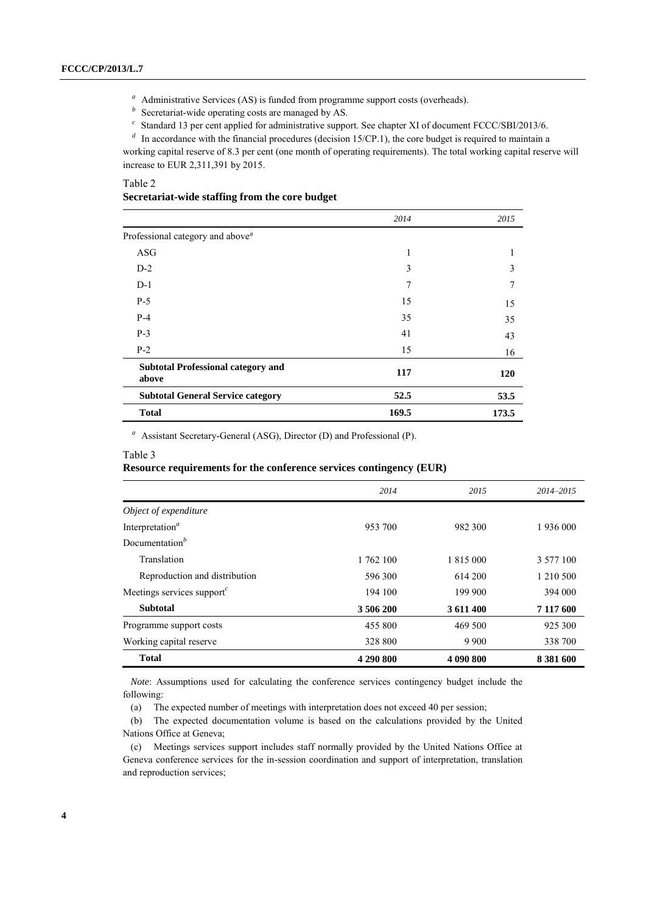[a] Administrative Services (AS) is funded from programme support costs (overheads).

[b] Secretariat-wide operating costs are managed by AS.

[c] Standard 13 per cent applied for administrative support. See chapter XI of document FCCC/SBI/2013/6.

[d] In accordance with the financial procedures (decision 15/CP.1), the core budget is required to maintain a working capital reserve of 8.3 per cent (one month of operating requirements). The total working capital reserve will increase to EUR 2,311,391 by 2015.

Table 2
**Secretariat-wide staffing from the core budget**

| | *2014* | *2015* |
|---|---|---|
| Professional category and above[a] | | |
| ASG | 1 | 1 |
| D-2 | 3 | 3 |
| D-1 | 7 | 7 |
| P-5 | 15 | 15 |
| P-4 | 35 | 35 |
| P-3 | 41 | 43 |
| P-2 | 15 | 16 |
| **Subtotal Professional category and above** | **117** | **120** |
| **Subtotal General Service category** | **52.5** | **53.5** |
| **Total** | **169.5** | **173.5** |

[a] Assistant Secretary-General (ASG), Director (D) and Professional (P).

Table 3
**Resource requirements for the conference services contingency (EUR)**

| | *2014* | *2015* | *2014–2015* |
|---|---|---|---|
| *Object of expenditure* | | | |
| Interpretation[a] | 953 700 | 982 300 | 1 936 000 |
| Documentation[b] | | | |
| Translation | 1 762 100 | 1 815 000 | 3 577 100 |
| Reproduction and distribution | 596 300 | 614 200 | 1 210 500 |
| Meetings services support[c] | 194 100 | 199 900 | 394 000 |
| **Subtotal** | **3 506 200** | **3 611 400** | **7 117 600** |
| Programme support costs | 455 800 | 469 500 | 925 300 |
| Working capital reserve | 328 800 | 9 900 | 338 700 |
| **Total** | **4 290 800** | **4 090 800** | **8 381 600** |

*Note*: Assumptions used for calculating the conference services contingency budget include the following:

(a) The expected number of meetings with interpretation does not exceed 40 per session;

(b) The expected documentation volume is based on the calculations provided by the United Nations Office at Geneva;

(c) Meetings services support includes staff normally provided by the United Nations Office at Geneva conference services for the in-session coordination and support of interpretation, translation and reproduction services;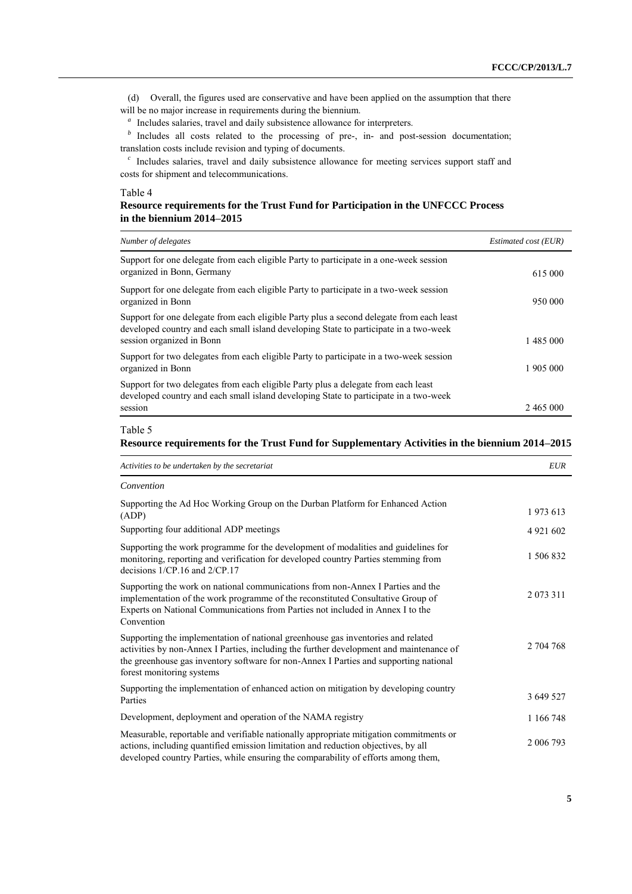(d) Overall, the figures used are conservative and have been applied on the assumption that there will be no major increase in requirements during the biennium.

[a] Includes salaries, travel and daily subsistence allowance for interpreters.

[b] Includes all costs related to the processing of pre-, in- and post-session documentation; translation costs include revision and typing of documents.

[c] Includes salaries, travel and daily subsistence allowance for meeting services support staff and costs for shipment and telecommunications.

Table 4

**Resource requirements for the Trust Fund for Participation in the UNFCCC Process in the biennium 2014–2015**

| *Number of delegates* | *Estimated cost (EUR)* |
|---|---|
| Support for one delegate from each eligible Party to participate in a one-week session organized in Bonn, Germany | 615 000 |
| Support for one delegate from each eligible Party to participate in a two-week session organized in Bonn | 950 000 |
| Support for one delegate from each eligible Party plus a second delegate from each least developed country and each small island developing State to participate in a two-week session organized in Bonn | 1 485 000 |
| Support for two delegates from each eligible Party to participate in a two-week session organized in Bonn | 1 905 000 |
| Support for two delegates from each eligible Party plus a delegate from each least developed country and each small island developing State to participate in a two-week session | 2 465 000 |

Table 5

**Resource requirements for the Trust Fund for Supplementary Activities in the biennium 2014–2015**

| *Activities to be undertaken by the secretariat* | *EUR* |
|---|---|
| *Convention* | |
| Supporting the Ad Hoc Working Group on the Durban Platform for Enhanced Action (ADP) | 1 973 613 |
| Supporting four additional ADP meetings | 4 921 602 |
| Supporting the work programme for the development of modalities and guidelines for monitoring, reporting and verification for developed country Parties stemming from decisions 1/CP.16 and 2/CP.17 | 1 506 832 |
| Supporting the work on national communications from non-Annex I Parties and the implementation of the work programme of the reconstituted Consultative Group of Experts on National Communications from Parties not included in Annex I to the Convention | 2 073 311 |
| Supporting the implementation of national greenhouse gas inventories and related activities by non-Annex I Parties, including the further development and maintenance of the greenhouse gas inventory software for non-Annex I Parties and supporting national forest monitoring systems | 2 704 768 |
| Supporting the implementation of enhanced action on mitigation by developing country Parties | 3 649 527 |
| Development, deployment and operation of the NAMA registry | 1 166 748 |
| Measurable, reportable and verifiable nationally appropriate mitigation commitments or actions, including quantified emission limitation and reduction objectives, by all developed country Parties, while ensuring the comparability of efforts among them, | 2 006 793 |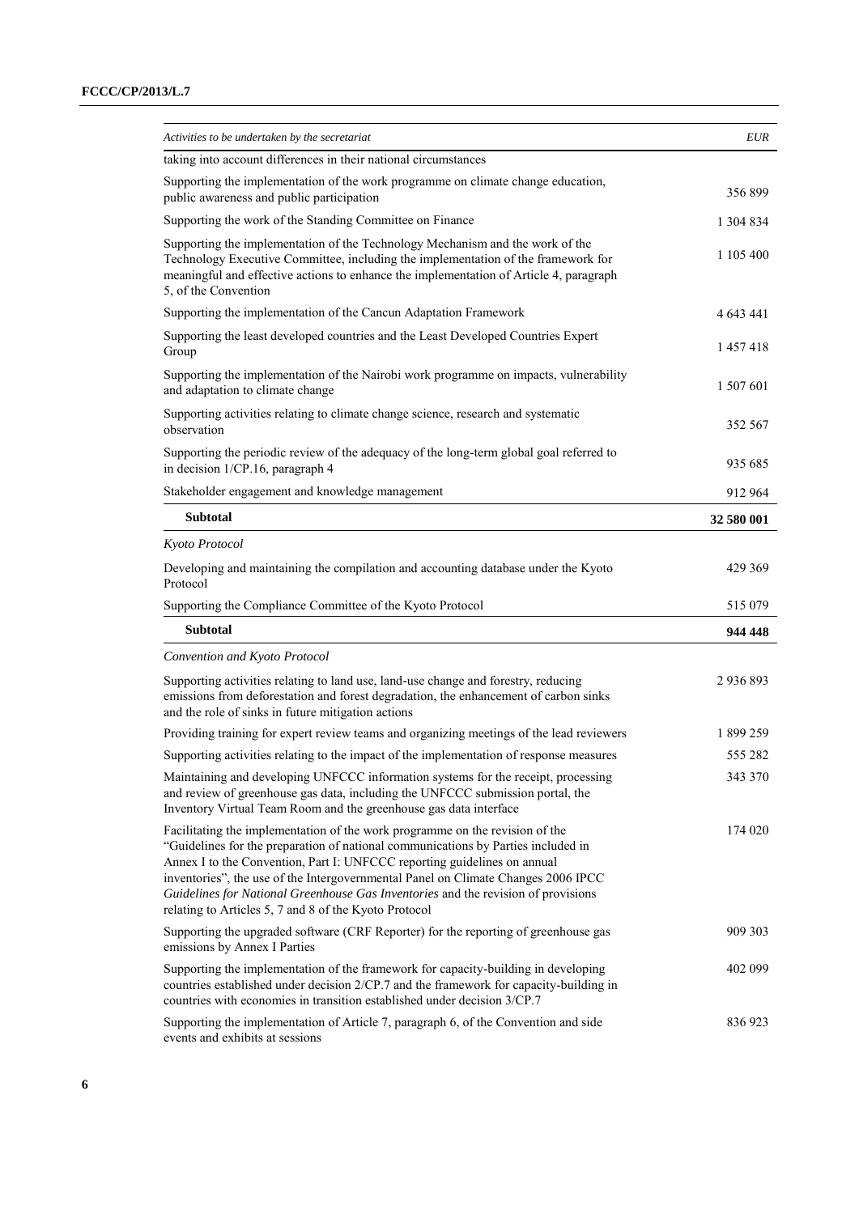| *Activities to be undertaken by the secretariat* | *EUR* |
| --- | --- |
| taking into account differences in their national circumstances | |
| Supporting the implementation of the work programme on climate change education, public awareness and public participation | 356 899 |
| Supporting the work of the Standing Committee on Finance | 1 304 834 |
| Supporting the implementation of the Technology Mechanism and the work of the Technology Executive Committee, including the implementation of the framework for meaningful and effective actions to enhance the implementation of Article 4, paragraph 5, of the Convention | 1 105 400 |
| Supporting the implementation of the Cancun Adaptation Framework | 4 643 441 |
| Supporting the least developed countries and the Least Developed Countries Expert Group | 1 457 418 |
| Supporting the implementation of the Nairobi work programme on impacts, vulnerability and adaptation to climate change | 1 507 601 |
| Supporting activities relating to climate change science, research and systematic observation | 352 567 |
| Supporting the periodic review of the adequacy of the long-term global goal referred to in decision 1/CP.16, paragraph 4 | 935 685 |
| Stakeholder engagement and knowledge management | 912 964 |
| **Subtotal** | **32 580 001** |
| *Kyoto Protocol* | |
| Developing and maintaining the compilation and accounting database under the Kyoto Protocol | 429 369 |
| Supporting the Compliance Committee of the Kyoto Protocol | 515 079 |
| **Subtotal** | **944 448** |
| *Convention and Kyoto Protocol* | |
| Supporting activities relating to land use, land-use change and forestry, reducing emissions from deforestation and forest degradation, the enhancement of carbon sinks and the role of sinks in future mitigation actions | 2 936 893 |
| Providing training for expert review teams and organizing meetings of the lead reviewers | 1 899 259 |
| Supporting activities relating to the impact of the implementation of response measures | 555 282 |
| Maintaining and developing UNFCCC information systems for the receipt, processing and review of greenhouse gas data, including the UNFCCC submission portal, the Inventory Virtual Team Room and the greenhouse gas data interface | 343 370 |
| Facilitating the implementation of the work programme on the revision of the "Guidelines for the preparation of national communications by Parties included in Annex I to the Convention, Part I: UNFCCC reporting guidelines on annual inventories", the use of the Intergovernmental Panel on Climate Changes 2006 IPCC *Guidelines for National Greenhouse Gas Inventories* and the revision of provisions relating to Articles 5, 7 and 8 of the Kyoto Protocol | 174 020 |
| Supporting the upgraded software (CRF Reporter) for the reporting of greenhouse gas emissions by Annex I Parties | 909 303 |
| Supporting the implementation of the framework for capacity-building in developing countries established under decision 2/CP.7 and the framework for capacity-building in countries with economies in transition established under decision 3/CP.7 | 402 099 |
| Supporting the implementation of Article 7, paragraph 6, of the Convention and side events and exhibits at sessions | 836 923 |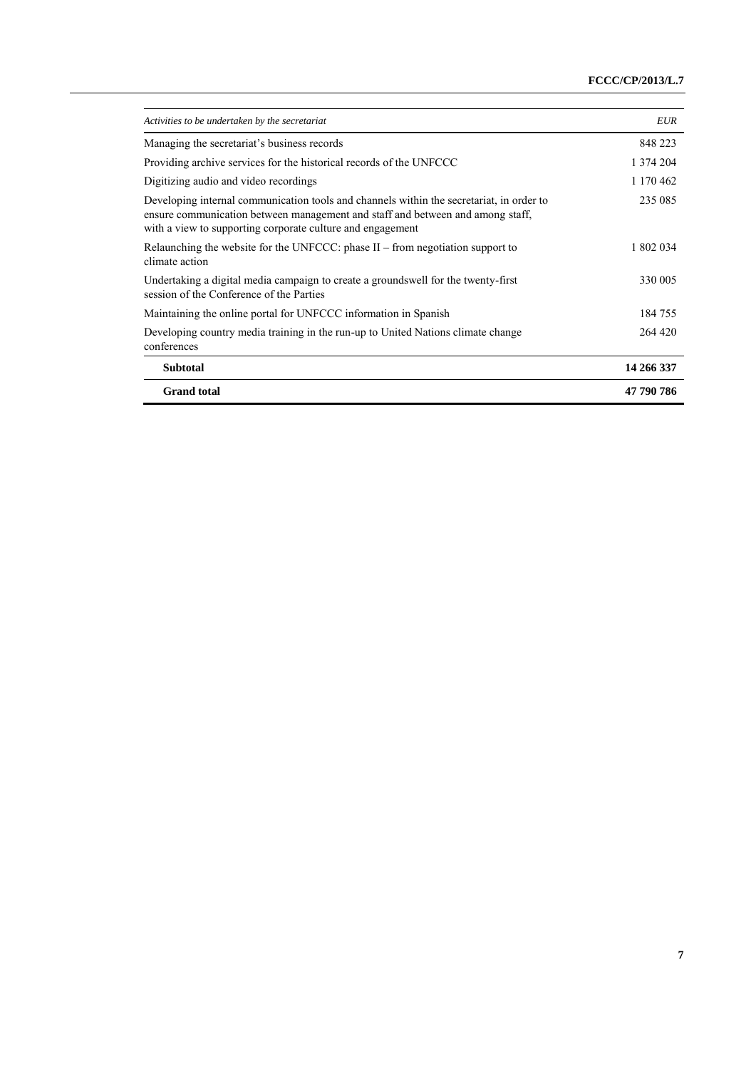| *Activities to be undertaken by the secretariat* | *EUR* |
| --- | --- |
| Managing the secretariat's business records | 848 223 |
| Providing archive services for the historical records of the UNFCCC | 1 374 204 |
| Digitizing audio and video recordings | 1 170 462 |
| Developing internal communication tools and channels within the secretariat, in order to ensure communication between management and staff and between and among staff, with a view to supporting corporate culture and engagement | 235 085 |
| Relaunching the website for the UNFCCC: phase II – from negotiation support to climate action | 1 802 034 |
| Undertaking a digital media campaign to create a groundswell for the twenty-first session of the Conference of the Parties | 330 005 |
| Maintaining the online portal for UNFCCC information in Spanish | 184 755 |
| Developing country media training in the run-up to United Nations climate change conferences | 264 420 |
| **Subtotal** | **14 266 337** |
| **Grand total** | **47 790 786** |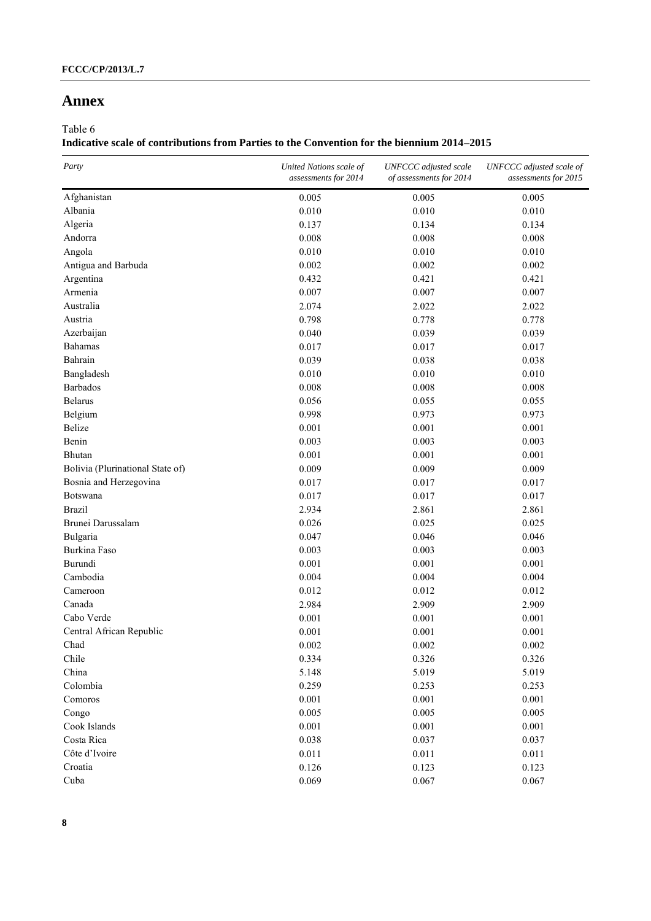## Annex

Table 6
**Indicative scale of contributions from Parties to the Convention for the biennium 2014–2015**

| *Party* | *United Nations scale of assessments for 2014* | *UNFCCC adjusted scale of assessments for 2014* | *UNFCCC adjusted scale of assessments for 2015* |
|---|---|---|---|
| Afghanistan | 0.005 | 0.005 | 0.005 |
| Albania | 0.010 | 0.010 | 0.010 |
| Algeria | 0.137 | 0.134 | 0.134 |
| Andorra | 0.008 | 0.008 | 0.008 |
| Angola | 0.010 | 0.010 | 0.010 |
| Antigua and Barbuda | 0.002 | 0.002 | 0.002 |
| Argentina | 0.432 | 0.421 | 0.421 |
| Armenia | 0.007 | 0.007 | 0.007 |
| Australia | 2.074 | 2.022 | 2.022 |
| Austria | 0.798 | 0.778 | 0.778 |
| Azerbaijan | 0.040 | 0.039 | 0.039 |
| Bahamas | 0.017 | 0.017 | 0.017 |
| Bahrain | 0.039 | 0.038 | 0.038 |
| Bangladesh | 0.010 | 0.010 | 0.010 |
| Barbados | 0.008 | 0.008 | 0.008 |
| Belarus | 0.056 | 0.055 | 0.055 |
| Belgium | 0.998 | 0.973 | 0.973 |
| Belize | 0.001 | 0.001 | 0.001 |
| Benin | 0.003 | 0.003 | 0.003 |
| Bhutan | 0.001 | 0.001 | 0.001 |
| Bolivia (Plurinational State of) | 0.009 | 0.009 | 0.009 |
| Bosnia and Herzegovina | 0.017 | 0.017 | 0.017 |
| Botswana | 0.017 | 0.017 | 0.017 |
| Brazil | 2.934 | 2.861 | 2.861 |
| Brunei Darussalam | 0.026 | 0.025 | 0.025 |
| Bulgaria | 0.047 | 0.046 | 0.046 |
| Burkina Faso | 0.003 | 0.003 | 0.003 |
| Burundi | 0.001 | 0.001 | 0.001 |
| Cambodia | 0.004 | 0.004 | 0.004 |
| Cameroon | 0.012 | 0.012 | 0.012 |
| Canada | 2.984 | 2.909 | 2.909 |
| Cabo Verde | 0.001 | 0.001 | 0.001 |
| Central African Republic | 0.001 | 0.001 | 0.001 |
| Chad | 0.002 | 0.002 | 0.002 |
| Chile | 0.334 | 0.326 | 0.326 |
| China | 5.148 | 5.019 | 5.019 |
| Colombia | 0.259 | 0.253 | 0.253 |
| Comoros | 0.001 | 0.001 | 0.001 |
| Congo | 0.005 | 0.005 | 0.005 |
| Cook Islands | 0.001 | 0.001 | 0.001 |
| Costa Rica | 0.038 | 0.037 | 0.037 |
| Côte d'Ivoire | 0.011 | 0.011 | 0.011 |
| Croatia | 0.126 | 0.123 | 0.123 |
| Cuba | 0.069 | 0.067 | 0.067 |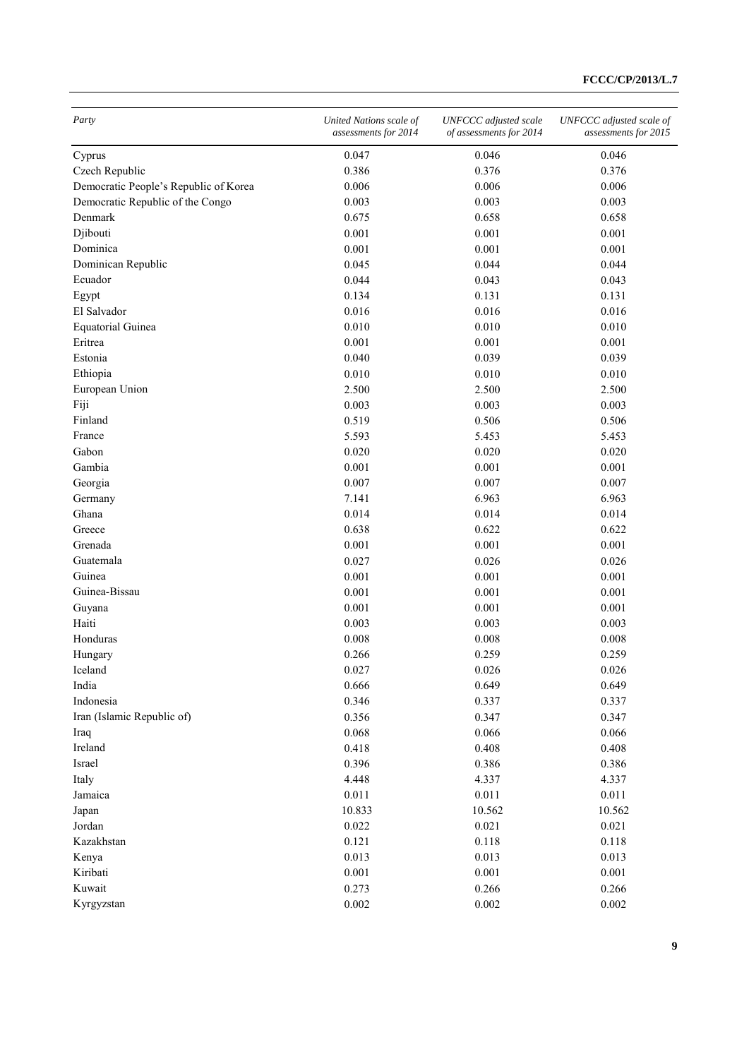| Party | United Nations scale of assessments for 2014 | UNFCCC adjusted scale of assessments for 2014 | UNFCCC adjusted scale of assessments for 2015 |
|---|---|---|---|
| Cyprus | 0.047 | 0.046 | 0.046 |
| Czech Republic | 0.386 | 0.376 | 0.376 |
| Democratic People's Republic of Korea | 0.006 | 0.006 | 0.006 |
| Democratic Republic of the Congo | 0.003 | 0.003 | 0.003 |
| Denmark | 0.675 | 0.658 | 0.658 |
| Djibouti | 0.001 | 0.001 | 0.001 |
| Dominica | 0.001 | 0.001 | 0.001 |
| Dominican Republic | 0.045 | 0.044 | 0.044 |
| Ecuador | 0.044 | 0.043 | 0.043 |
| Egypt | 0.134 | 0.131 | 0.131 |
| El Salvador | 0.016 | 0.016 | 0.016 |
| Equatorial Guinea | 0.010 | 0.010 | 0.010 |
| Eritrea | 0.001 | 0.001 | 0.001 |
| Estonia | 0.040 | 0.039 | 0.039 |
| Ethiopia | 0.010 | 0.010 | 0.010 |
| European Union | 2.500 | 2.500 | 2.500 |
| Fiji | 0.003 | 0.003 | 0.003 |
| Finland | 0.519 | 0.506 | 0.506 |
| France | 5.593 | 5.453 | 5.453 |
| Gabon | 0.020 | 0.020 | 0.020 |
| Gambia | 0.001 | 0.001 | 0.001 |
| Georgia | 0.007 | 0.007 | 0.007 |
| Germany | 7.141 | 6.963 | 6.963 |
| Ghana | 0.014 | 0.014 | 0.014 |
| Greece | 0.638 | 0.622 | 0.622 |
| Grenada | 0.001 | 0.001 | 0.001 |
| Guatemala | 0.027 | 0.026 | 0.026 |
| Guinea | 0.001 | 0.001 | 0.001 |
| Guinea-Bissau | 0.001 | 0.001 | 0.001 |
| Guyana | 0.001 | 0.001 | 0.001 |
| Haiti | 0.003 | 0.003 | 0.003 |
| Honduras | 0.008 | 0.008 | 0.008 |
| Hungary | 0.266 | 0.259 | 0.259 |
| Iceland | 0.027 | 0.026 | 0.026 |
| India | 0.666 | 0.649 | 0.649 |
| Indonesia | 0.346 | 0.337 | 0.337 |
| Iran (Islamic Republic of) | 0.356 | 0.347 | 0.347 |
| Iraq | 0.068 | 0.066 | 0.066 |
| Ireland | 0.418 | 0.408 | 0.408 |
| Israel | 0.396 | 0.386 | 0.386 |
| Italy | 4.448 | 4.337 | 4.337 |
| Jamaica | 0.011 | 0.011 | 0.011 |
| Japan | 10.833 | 10.562 | 10.562 |
| Jordan | 0.022 | 0.021 | 0.021 |
| Kazakhstan | 0.121 | 0.118 | 0.118 |
| Kenya | 0.013 | 0.013 | 0.013 |
| Kiribati | 0.001 | 0.001 | 0.001 |
| Kuwait | 0.273 | 0.266 | 0.266 |
| Kyrgyzstan | 0.002 | 0.002 | 0.002 |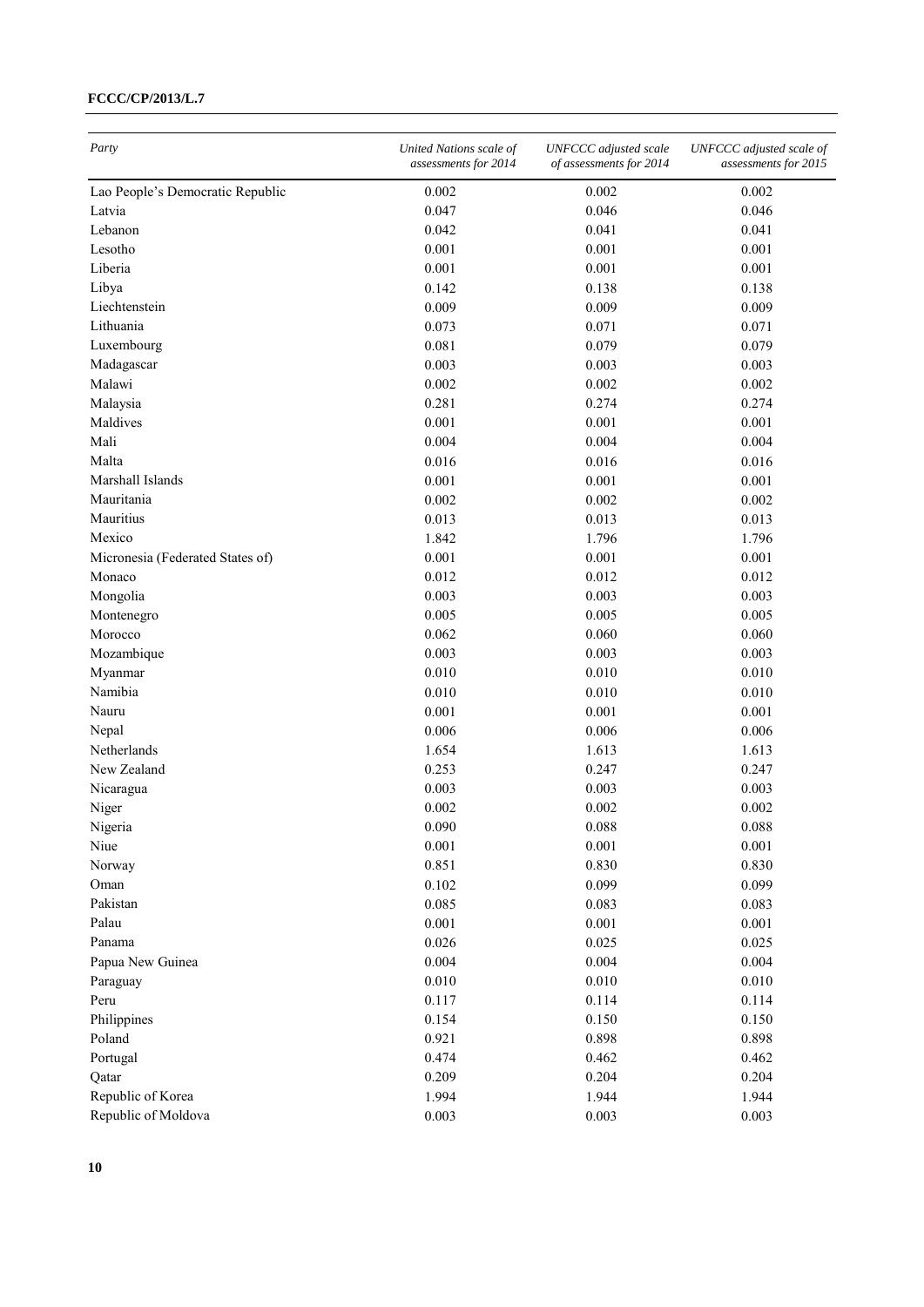| Party | United Nations scale of assessments for 2014 | UNFCCC adjusted scale of assessments for 2014 | UNFCCC adjusted scale of assessments for 2015 |
| --- | --- | --- | --- |
| Lao People's Democratic Republic | 0.002 | 0.002 | 0.002 |
| Latvia | 0.047 | 0.046 | 0.046 |
| Lebanon | 0.042 | 0.041 | 0.041 |
| Lesotho | 0.001 | 0.001 | 0.001 |
| Liberia | 0.001 | 0.001 | 0.001 |
| Libya | 0.142 | 0.138 | 0.138 |
| Liechtenstein | 0.009 | 0.009 | 0.009 |
| Lithuania | 0.073 | 0.071 | 0.071 |
| Luxembourg | 0.081 | 0.079 | 0.079 |
| Madagascar | 0.003 | 0.003 | 0.003 |
| Malawi | 0.002 | 0.002 | 0.002 |
| Malaysia | 0.281 | 0.274 | 0.274 |
| Maldives | 0.001 | 0.001 | 0.001 |
| Mali | 0.004 | 0.004 | 0.004 |
| Malta | 0.016 | 0.016 | 0.016 |
| Marshall Islands | 0.001 | 0.001 | 0.001 |
| Mauritania | 0.002 | 0.002 | 0.002 |
| Mauritius | 0.013 | 0.013 | 0.013 |
| Mexico | 1.842 | 1.796 | 1.796 |
| Micronesia (Federated States of) | 0.001 | 0.001 | 0.001 |
| Monaco | 0.012 | 0.012 | 0.012 |
| Mongolia | 0.003 | 0.003 | 0.003 |
| Montenegro | 0.005 | 0.005 | 0.005 |
| Morocco | 0.062 | 0.060 | 0.060 |
| Mozambique | 0.003 | 0.003 | 0.003 |
| Myanmar | 0.010 | 0.010 | 0.010 |
| Namibia | 0.010 | 0.010 | 0.010 |
| Nauru | 0.001 | 0.001 | 0.001 |
| Nepal | 0.006 | 0.006 | 0.006 |
| Netherlands | 1.654 | 1.613 | 1.613 |
| New Zealand | 0.253 | 0.247 | 0.247 |
| Nicaragua | 0.003 | 0.003 | 0.003 |
| Niger | 0.002 | 0.002 | 0.002 |
| Nigeria | 0.090 | 0.088 | 0.088 |
| Niue | 0.001 | 0.001 | 0.001 |
| Norway | 0.851 | 0.830 | 0.830 |
| Oman | 0.102 | 0.099 | 0.099 |
| Pakistan | 0.085 | 0.083 | 0.083 |
| Palau | 0.001 | 0.001 | 0.001 |
| Panama | 0.026 | 0.025 | 0.025 |
| Papua New Guinea | 0.004 | 0.004 | 0.004 |
| Paraguay | 0.010 | 0.010 | 0.010 |
| Peru | 0.117 | 0.114 | 0.114 |
| Philippines | 0.154 | 0.150 | 0.150 |
| Poland | 0.921 | 0.898 | 0.898 |
| Portugal | 0.474 | 0.462 | 0.462 |
| Qatar | 0.209 | 0.204 | 0.204 |
| Republic of Korea | 1.994 | 1.944 | 1.944 |
| Republic of Moldova | 0.003 | 0.003 | 0.003 |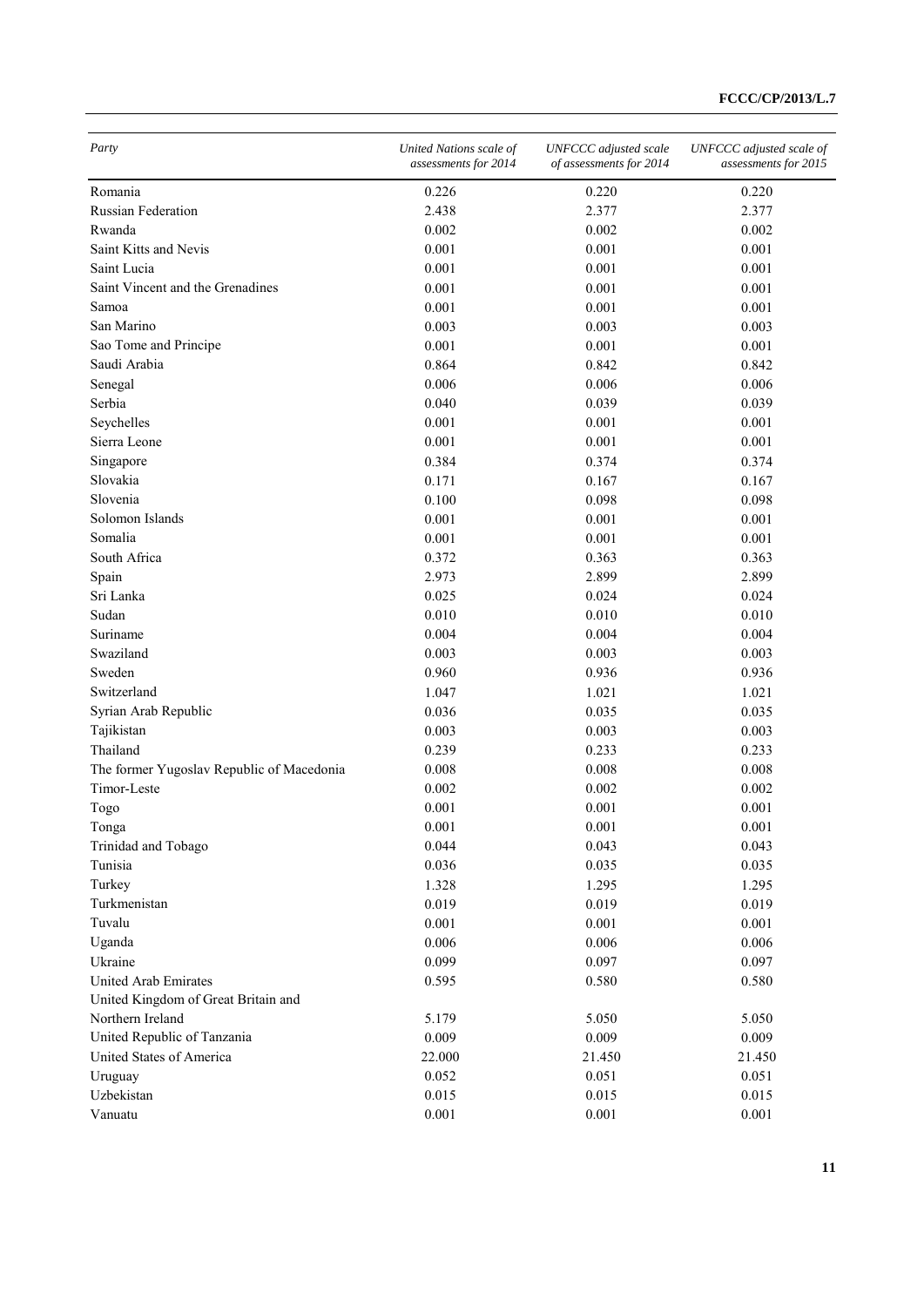| *Party* | *United Nations scale of assessments for 2014* | *UNFCCC adjusted scale of assessments for 2014* | *UNFCCC adjusted scale of assessments for 2015* |
|---|---|---|---|
| Romania | 0.226 | 0.220 | 0.220 |
| Russian Federation | 2.438 | 2.377 | 2.377 |
| Rwanda | 0.002 | 0.002 | 0.002 |
| Saint Kitts and Nevis | 0.001 | 0.001 | 0.001 |
| Saint Lucia | 0.001 | 0.001 | 0.001 |
| Saint Vincent and the Grenadines | 0.001 | 0.001 | 0.001 |
| Samoa | 0.001 | 0.001 | 0.001 |
| San Marino | 0.003 | 0.003 | 0.003 |
| Sao Tome and Principe | 0.001 | 0.001 | 0.001 |
| Saudi Arabia | 0.864 | 0.842 | 0.842 |
| Senegal | 0.006 | 0.006 | 0.006 |
| Serbia | 0.040 | 0.039 | 0.039 |
| Seychelles | 0.001 | 0.001 | 0.001 |
| Sierra Leone | 0.001 | 0.001 | 0.001 |
| Singapore | 0.384 | 0.374 | 0.374 |
| Slovakia | 0.171 | 0.167 | 0.167 |
| Slovenia | 0.100 | 0.098 | 0.098 |
| Solomon Islands | 0.001 | 0.001 | 0.001 |
| Somalia | 0.001 | 0.001 | 0.001 |
| South Africa | 0.372 | 0.363 | 0.363 |
| Spain | 2.973 | 2.899 | 2.899 |
| Sri Lanka | 0.025 | 0.024 | 0.024 |
| Sudan | 0.010 | 0.010 | 0.010 |
| Suriname | 0.004 | 0.004 | 0.004 |
| Swaziland | 0.003 | 0.003 | 0.003 |
| Sweden | 0.960 | 0.936 | 0.936 |
| Switzerland | 1.047 | 1.021 | 1.021 |
| Syrian Arab Republic | 0.036 | 0.035 | 0.035 |
| Tajikistan | 0.003 | 0.003 | 0.003 |
| Thailand | 0.239 | 0.233 | 0.233 |
| The former Yugoslav Republic of Macedonia | 0.008 | 0.008 | 0.008 |
| Timor-Leste | 0.002 | 0.002 | 0.002 |
| Togo | 0.001 | 0.001 | 0.001 |
| Tonga | 0.001 | 0.001 | 0.001 |
| Trinidad and Tobago | 0.044 | 0.043 | 0.043 |
| Tunisia | 0.036 | 0.035 | 0.035 |
| Turkey | 1.328 | 1.295 | 1.295 |
| Turkmenistan | 0.019 | 0.019 | 0.019 |
| Tuvalu | 0.001 | 0.001 | 0.001 |
| Uganda | 0.006 | 0.006 | 0.006 |
| Ukraine | 0.099 | 0.097 | 0.097 |
| United Arab Emirates | 0.595 | 0.580 | 0.580 |
| United Kingdom of Great Britain and Northern Ireland | 5.179 | 5.050 | 5.050 |
| United Republic of Tanzania | 0.009 | 0.009 | 0.009 |
| United States of America | 22.000 | 21.450 | 21.450 |
| Uruguay | 0.052 | 0.051 | 0.051 |
| Uzbekistan | 0.015 | 0.015 | 0.015 |
| Vanuatu | 0.001 | 0.001 | 0.001 |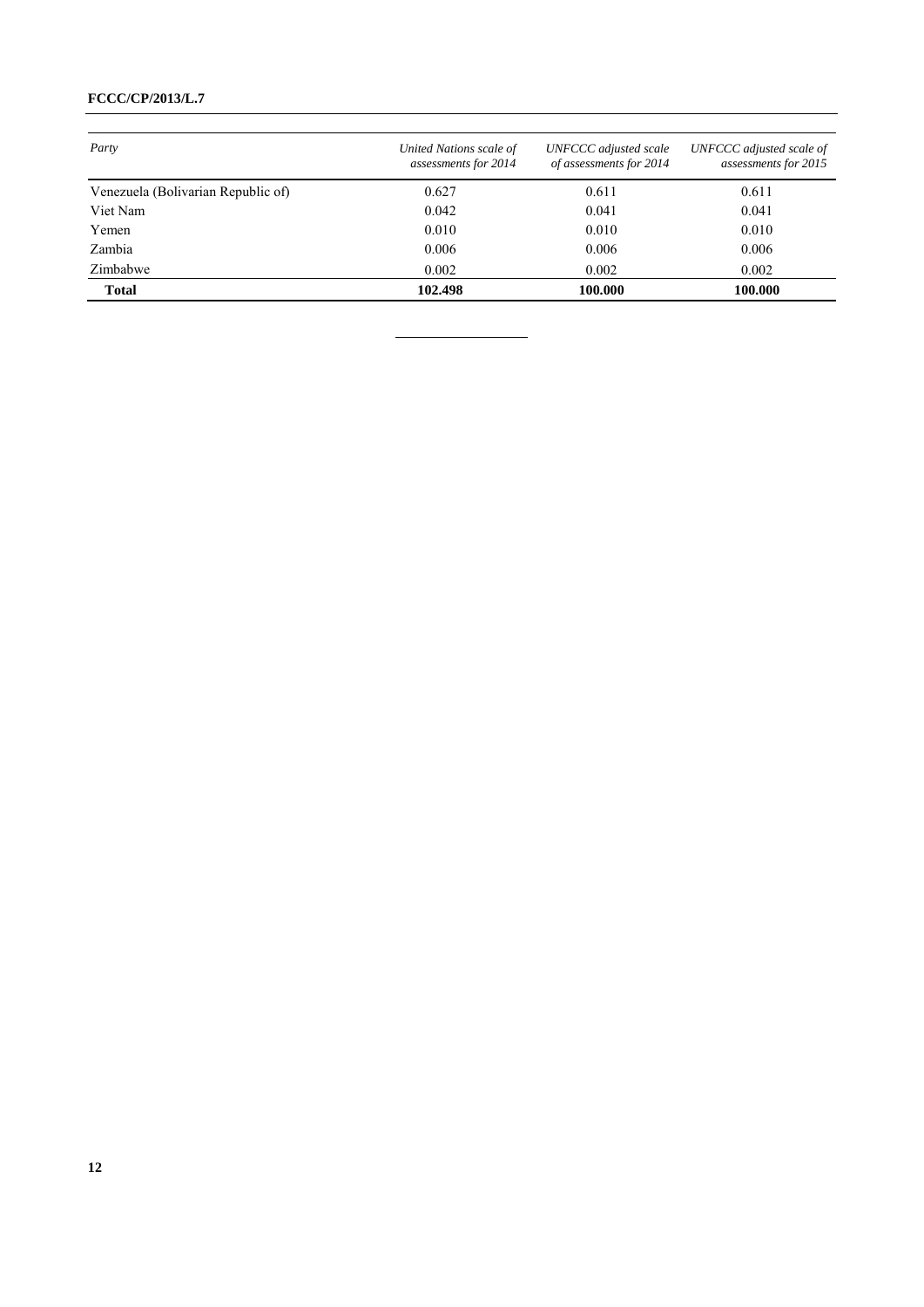| *Party* | *United Nations scale of assessments for 2014* | *UNFCCC adjusted scale of assessments for 2014* | *UNFCCC adjusted scale of assessments for 2015* |
|---|---|---|---|
| Venezuela (Bolivarian Republic of) | 0.627 | 0.611 | 0.611 |
| Viet Nam | 0.042 | 0.041 | 0.041 |
| Yemen | 0.010 | 0.010 | 0.010 |
| Zambia | 0.006 | 0.006 | 0.006 |
| Zimbabwe | 0.002 | 0.002 | 0.002 |
| **Total** | **102.498** | **100.000** | **100.000** |